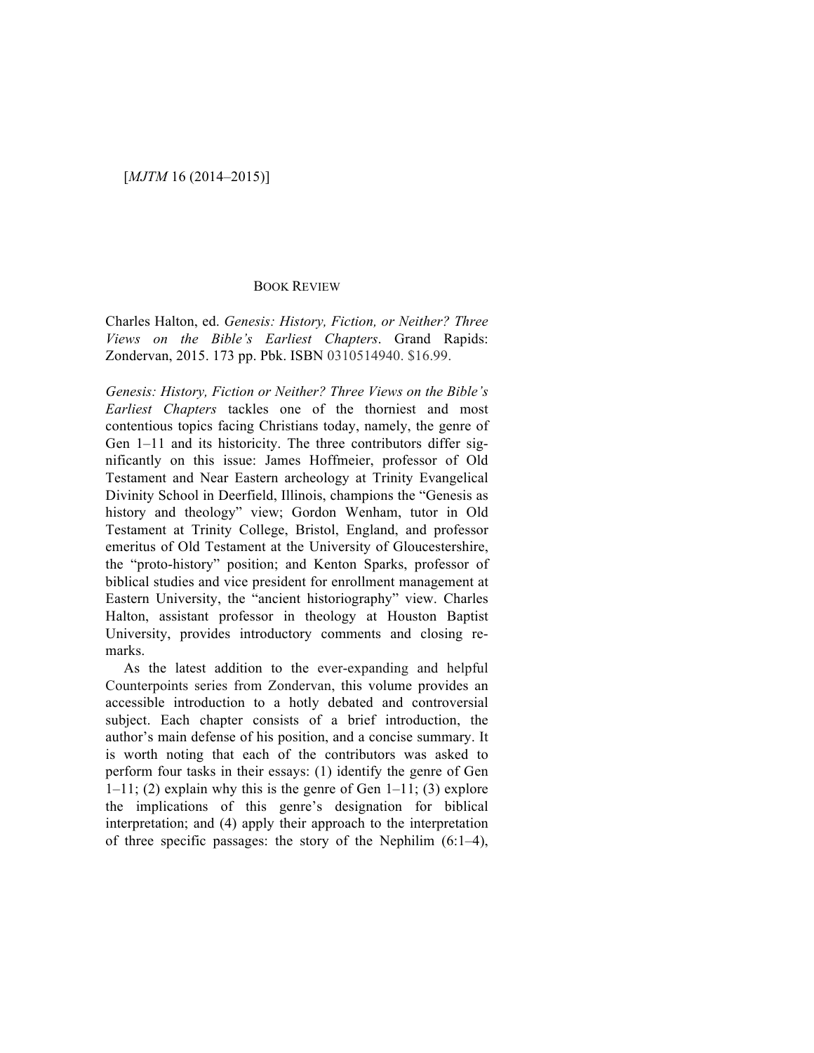BOOK REVIEW

Charles Halton, ed. *Genesis: History, Fiction, or Neither? Three Views on the Bible's Earliest Chapters*. Grand Rapids: Zondervan, 2015. 173 pp. Pbk. ISBN 0310514940. $16.99.

*Genesis: History, Fiction or Neither? Three Views on the Bible's Earliest Chapters* tackles one of the thorniest and most contentious topics facing Christians today, namely, the genre of Gen 1–11 and its historicity. The three contributors differ significantly on this issue: James Hoffmeier, professor of Old Testament and Near Eastern archeology at Trinity Evangelical Divinity School in Deerfield, Illinois, champions the "Genesis as history and theology" view; Gordon Wenham, tutor in Old Testament at Trinity College, Bristol, England, and professor emeritus of Old Testament at the University of Gloucestershire, the "proto-history" position; and Kenton Sparks, professor of biblical studies and vice president for enrollment management at Eastern University, the "ancient historiography" view. Charles Halton, assistant professor in theology at Houston Baptist University, provides introductory comments and closing remarks.

As the latest addition to the ever-expanding and helpful Counterpoints series from Zondervan, this volume provides an accessible introduction to a hotly debated and controversial subject. Each chapter consists of a brief introduction, the author's main defense of his position, and a concise summary. It is worth noting that each of the contributors was asked to perform four tasks in their essays: (1) identify the genre of Gen 1–11; (2) explain why this is the genre of Gen 1–11; (3) explore the implications of this genre's designation for biblical interpretation; and (4) apply their approach to the interpretation of three specific passages: the story of the Nephilim (6:1–4),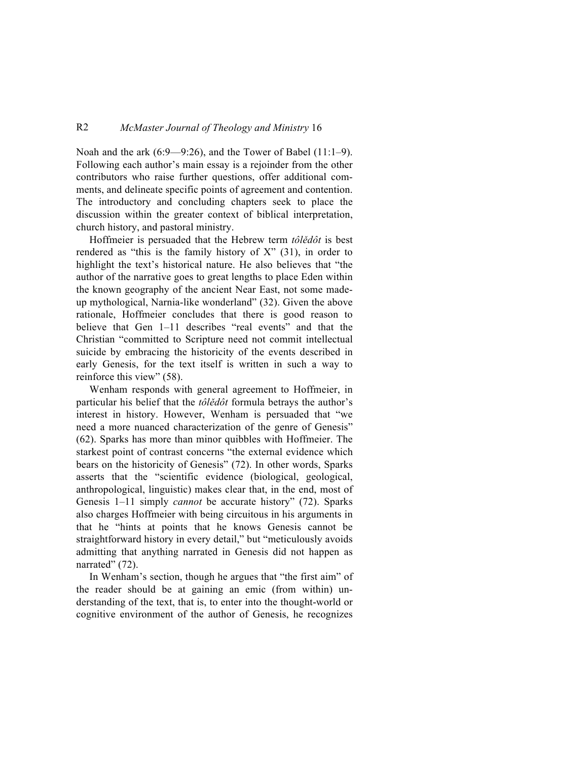Noah and the ark (6:9—9:26), and the Tower of Babel (11:1–9). Following each author's main essay is a rejoinder from the other contributors who raise further questions, offer additional comments, and delineate specific points of agreement and contention. The introductory and concluding chapters seek to place the discussion within the greater context of biblical interpretation, church history, and pastoral ministry.

Hoffmeier is persuaded that the Hebrew term *tôlĕdôt* is best rendered as "this is the family history of X" (31), in order to highlight the text's historical nature. He also believes that "the author of the narrative goes to great lengths to place Eden within the known geography of the ancient Near East, not some made-up mythological, Narnia-like wonderland" (32). Given the above rationale, Hoffmeier concludes that there is good reason to believe that Gen 1–11 describes "real events" and that the Christian "committed to Scripture need not commit intellectual suicide by embracing the historicity of the events described in early Genesis, for the text itself is written in such a way to reinforce this view" (58).

Wenham responds with general agreement to Hoffmeier, in particular his belief that the *tôlĕdôt* formula betrays the author's interest in history. However, Wenham is persuaded that "we need a more nuanced characterization of the genre of Genesis" (62). Sparks has more than minor quibbles with Hoffmeier. The starkest point of contrast concerns "the external evidence which bears on the historicity of Genesis" (72). In other words, Sparks asserts that the "scientific evidence (biological, geological, anthropological, linguistic) makes clear that, in the end, most of Genesis 1–11 simply *cannot* be accurate history" (72). Sparks also charges Hoffmeier with being circuitous in his arguments in that he "hints at points that he knows Genesis cannot be straightforward history in every detail," but "meticulously avoids admitting that anything narrated in Genesis did not happen as narrated" (72).

In Wenham's section, though he argues that "the first aim" of the reader should be at gaining an emic (from within) understanding of the text, that is, to enter into the thought-world or cognitive environment of the author of Genesis, he recognizes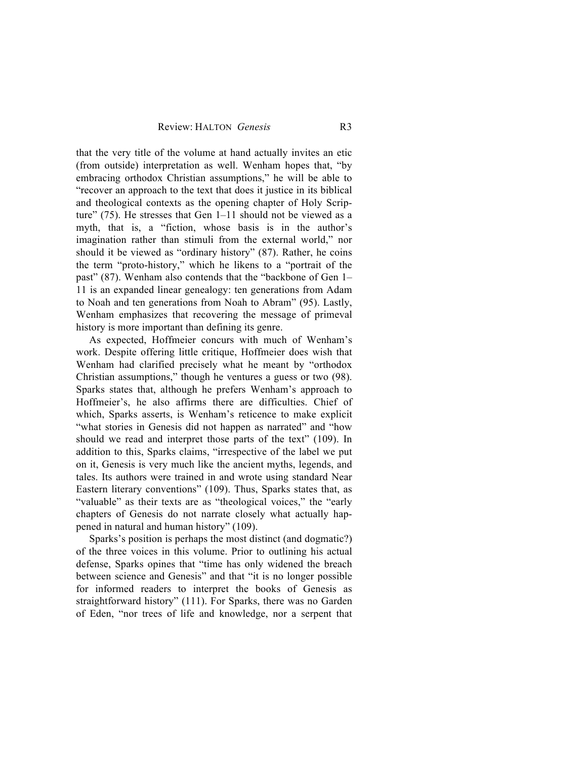that the very title of the volume at hand actually invites an etic (from outside) interpretation as well. Wenham hopes that, "by embracing orthodox Christian assumptions," he will be able to "recover an approach to the text that does it justice in its biblical and theological contexts as the opening chapter of Holy Scripture" (75). He stresses that Gen 1–11 should not be viewed as a myth, that is, a "fiction, whose basis is in the author's imagination rather than stimuli from the external world," nor should it be viewed as "ordinary history" (87). Rather, he coins the term "proto-history," which he likens to a "portrait of the past" (87). Wenham also contends that the "backbone of Gen 1–11 is an expanded linear genealogy: ten generations from Adam to Noah and ten generations from Noah to Abram" (95). Lastly, Wenham emphasizes that recovering the message of primeval history is more important than defining its genre.

As expected, Hoffmeier concurs with much of Wenham's work. Despite offering little critique, Hoffmeier does wish that Wenham had clarified precisely what he meant by "orthodox Christian assumptions," though he ventures a guess or two (98). Sparks states that, although he prefers Wenham's approach to Hoffmeier's, he also affirms there are difficulties. Chief of which, Sparks asserts, is Wenham's reticence to make explicit "what stories in Genesis did not happen as narrated" and "how should we read and interpret those parts of the text" (109). In addition to this, Sparks claims, "irrespective of the label we put on it, Genesis is very much like the ancient myths, legends, and tales. Its authors were trained in and wrote using standard Near Eastern literary conventions" (109). Thus, Sparks states that, as "valuable" as their texts are as "theological voices," the "early chapters of Genesis do not narrate closely what actually happened in natural and human history" (109).

Sparks's position is perhaps the most distinct (and dogmatic?) of the three voices in this volume. Prior to outlining his actual defense, Sparks opines that "time has only widened the breach between science and Genesis" and that "it is no longer possible for informed readers to interpret the books of Genesis as straightforward history" (111). For Sparks, there was no Garden of Eden, "nor trees of life and knowledge, nor a serpent that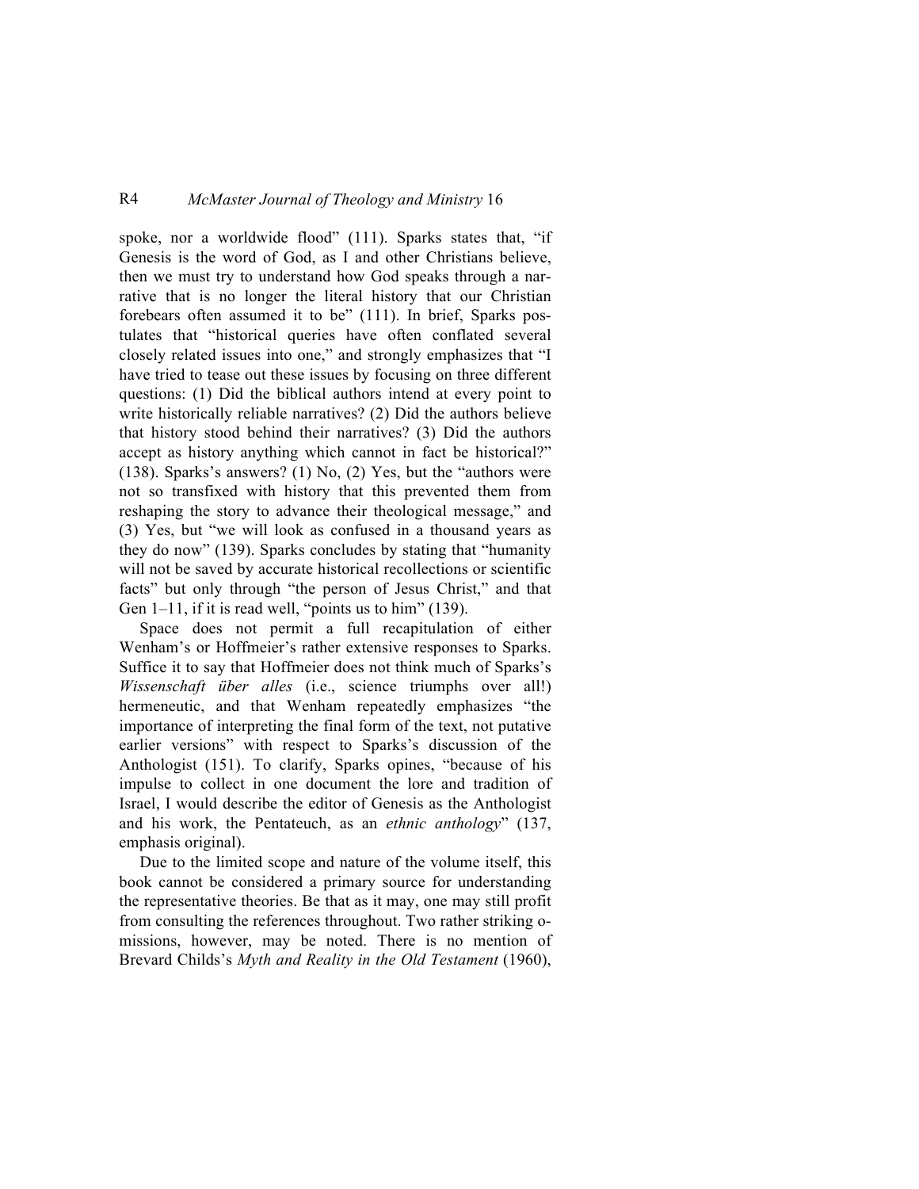spoke, nor a worldwide flood" (111). Sparks states that, "if Genesis is the word of God, as I and other Christians believe, then we must try to understand how God speaks through a narrative that is no longer the literal history that our Christian forebears often assumed it to be" (111). In brief, Sparks postulates that "historical queries have often conflated several closely related issues into one," and strongly emphasizes that "I have tried to tease out these issues by focusing on three different questions: (1) Did the biblical authors intend at every point to write historically reliable narratives? (2) Did the authors believe that history stood behind their narratives? (3) Did the authors accept as history anything which cannot in fact be historical?" (138). Sparks's answers? (1) No, (2) Yes, but the "authors were not so transfixed with history that this prevented them from reshaping the story to advance their theological message," and (3) Yes, but "we will look as confused in a thousand years as they do now" (139). Sparks concludes by stating that "humanity will not be saved by accurate historical recollections or scientific facts" but only through "the person of Jesus Christ," and that Gen 1–11, if it is read well, "points us to him" (139).

Space does not permit a full recapitulation of either Wenham's or Hoffmeier's rather extensive responses to Sparks. Suffice it to say that Hoffmeier does not think much of Sparks's *Wissenschaft über alles* (i.e., science triumphs over all!) hermeneutic, and that Wenham repeatedly emphasizes "the importance of interpreting the final form of the text, not putative earlier versions" with respect to Sparks's discussion of the Anthologist (151). To clarify, Sparks opines, "because of his impulse to collect in one document the lore and tradition of Israel, I would describe the editor of Genesis as the Anthologist and his work, the Pentateuch, as an *ethnic anthology*" (137, emphasis original).

Due to the limited scope and nature of the volume itself, this book cannot be considered a primary source for understanding the representative theories. Be that as it may, one may still profit from consulting the references throughout. Two rather striking omissions, however, may be noted. There is no mention of Brevard Childs's *Myth and Reality in the Old Testament* (1960),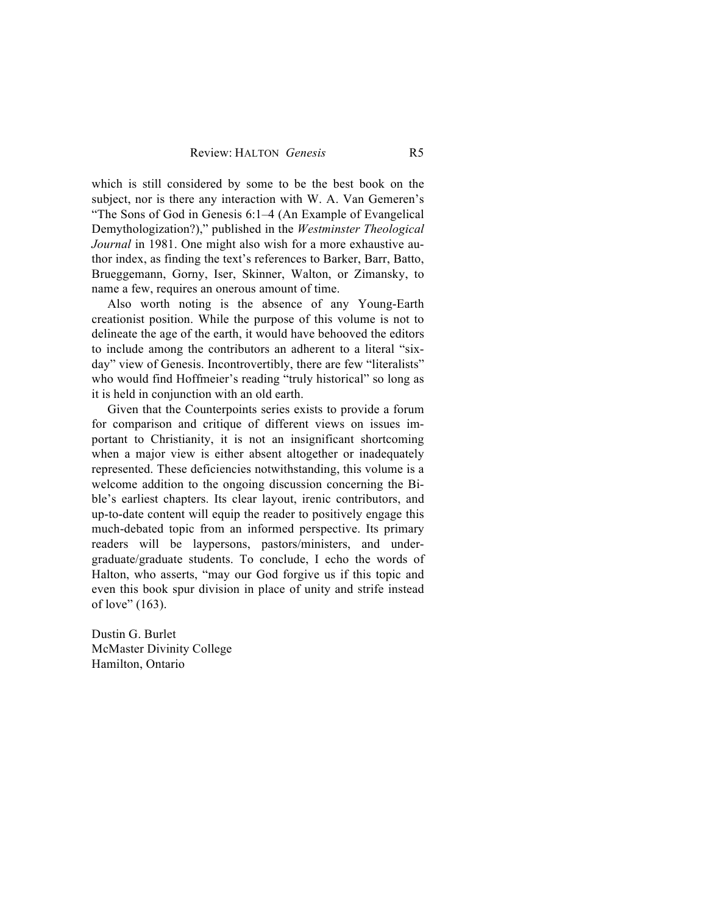which is still considered by some to be the best book on the subject, nor is there any interaction with W. A. Van Gemeren's "The Sons of God in Genesis 6:1–4 (An Example of Evangelical Demythologization?)," published in the *Westminster Theological Journal* in 1981. One might also wish for a more exhaustive author index, as finding the text's references to Barker, Barr, Batto, Brueggemann, Gorny, Iser, Skinner, Walton, or Zimansky, to name a few, requires an onerous amount of time.

Also worth noting is the absence of any Young-Earth creationist position. While the purpose of this volume is not to delineate the age of the earth, it would have behooved the editors to include among the contributors an adherent to a literal "six-day" view of Genesis. Incontrovertibly, there are few "literalists" who would find Hoffmeier's reading "truly historical" so long as it is held in conjunction with an old earth.

Given that the Counterpoints series exists to provide a forum for comparison and critique of different views on issues important to Christianity, it is not an insignificant shortcoming when a major view is either absent altogether or inadequately represented. These deficiencies notwithstanding, this volume is a welcome addition to the ongoing discussion concerning the Bible's earliest chapters. Its clear layout, irenic contributors, and up-to-date content will equip the reader to positively engage this much-debated topic from an informed perspective. Its primary readers will be laypersons, pastors/ministers, and undergraduate/graduate students. To conclude, I echo the words of Halton, who asserts, "may our God forgive us if this topic and even this book spur division in place of unity and strife instead of love" (163).

Dustin G. Burlet  
McMaster Divinity College  
Hamilton, Ontario